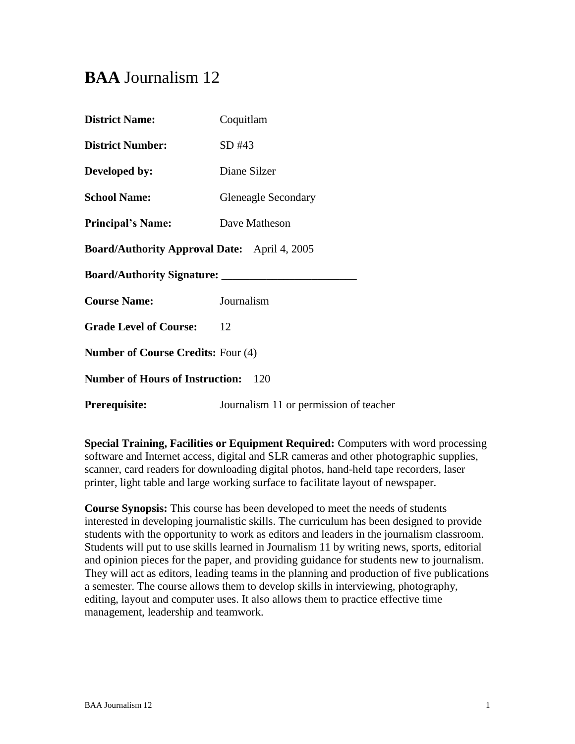# **BAA** Journalism 12

**District Name:** Coquitlam

**District Number:** SD #43

**Developed by:** Diane Silzer

**School Name:** Gleneagle Secondary

**Principal's Name:** Dave Matheson

**Board/Authority Approval Date:** April 4, 2005

**Board/Authority Signature:** ________________________

**Course Name:** Journalism

**Grade Level of Course:** 12

**Number of Course Credits:** Four (4)

**Number of Hours of Instruction:** 120

**Prerequisite:** Journalism 11 or permission of teacher

**Special Training, Facilities or Equipment Required:** Computers with word processing software and Internet access, digital and SLR cameras and other photographic supplies, scanner, card readers for downloading digital photos, hand-held tape recorders, laser printer, light table and large working surface to facilitate layout of newspaper.

**Course Synopsis:** This course has been developed to meet the needs of students interested in developing journalistic skills. The curriculum has been designed to provide students with the opportunity to work as editors and leaders in the journalism classroom. Students will put to use skills learned in Journalism 11 by writing news, sports, editorial and opinion pieces for the paper, and providing guidance for students new to journalism. They will act as editors, leading teams in the planning and production of five publications a semester. The course allows them to develop skills in interviewing, photography, editing, layout and computer uses. It also allows them to practice effective time management, leadership and teamwork.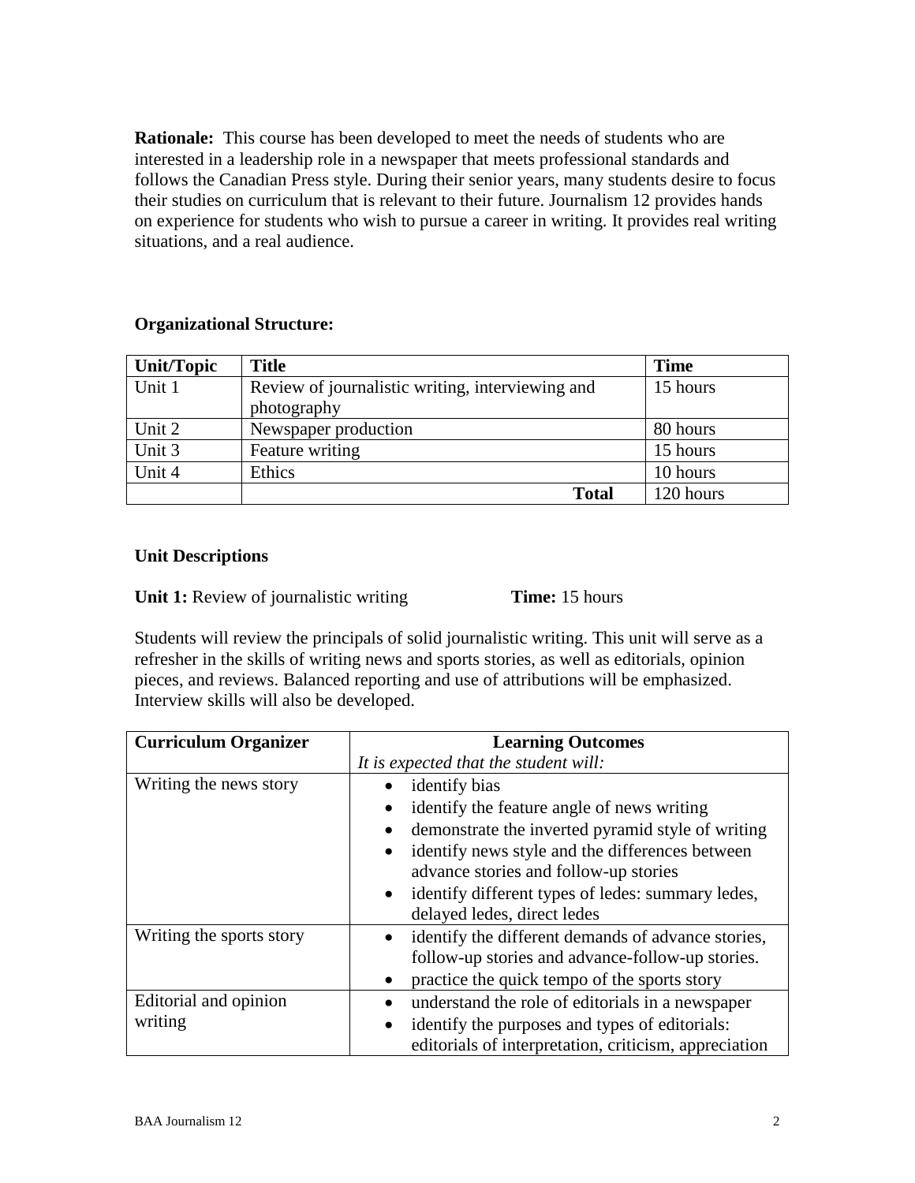**Rationale:** This course has been developed to meet the needs of students who are interested in a leadership role in a newspaper that meets professional standards and follows the Canadian Press style. During their senior years, many students desire to focus their studies on curriculum that is relevant to their future. Journalism 12 provides hands on experience for students who wish to pursue a career in writing. It provides real writing situations, and a real audience.

**Organizational Structure:**

| Unit/Topic | Title | Time |
|---|---|---|
| Unit 1 | Review of journalistic writing, interviewing and photography | 15 hours |
| Unit 2 | Newspaper production | 80 hours |
| Unit 3 | Feature writing | 15 hours |
| Unit 4 | Ethics | 10 hours |
| | **Total** | 120 hours |

**Unit Descriptions**

**Unit 1:** Review of journalistic writing **Time:** 15 hours

Students will review the principals of solid journalistic writing. This unit will serve as a refresher in the skills of writing news and sports stories, as well as editorials, opinion pieces, and reviews. Balanced reporting and use of attributions will be emphasized. Interview skills will also be developed.

| Curriculum Organizer | Learning Outcomes<br>*It is expected that the student will:* |
|---|---|
| Writing the news story | • identify bias<br>• identify the feature angle of news writing<br>• demonstrate the inverted pyramid style of writing<br>• identify news style and the differences between advance stories and follow-up stories<br>• identify different types of ledes: summary ledes, delayed ledes, direct ledes |
| Writing the sports story | • identify the different demands of advance stories, follow-up stories and advance-follow-up stories.<br>• practice the quick tempo of the sports story |
| Editorial and opinion writing | • understand the role of editorials in a newspaper<br>• identify the purposes and types of editorials: editorials of interpretation, criticism, appreciation |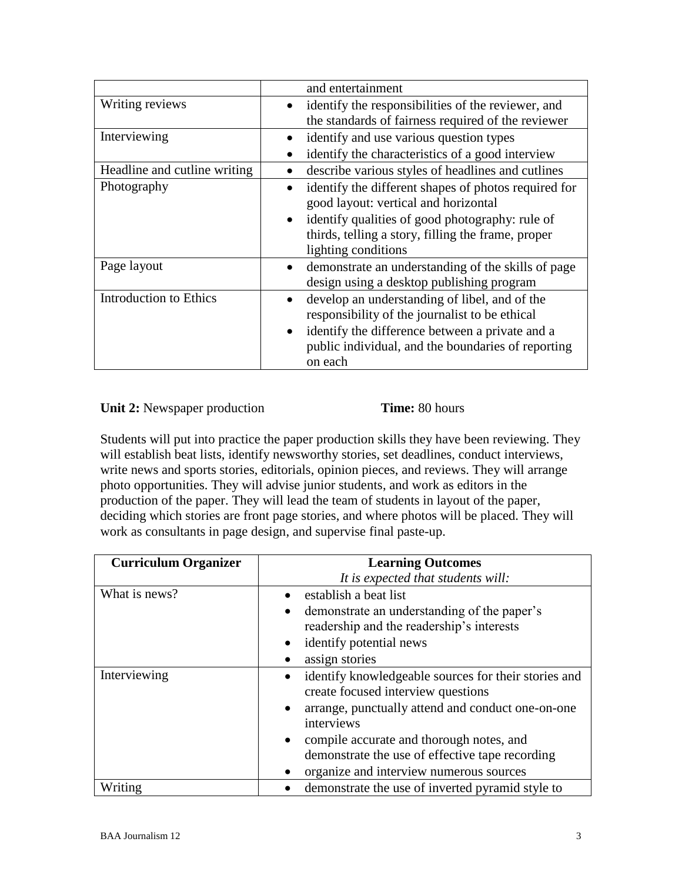| | |
|---|---|
| | and entertainment |
| Writing reviews | • identify the responsibilities of the reviewer, and the standards of fairness required of the reviewer |
| Interviewing | • identify and use various question types<br>• identify the characteristics of a good interview |
| Headline and cutline writing | • describe various styles of headlines and cutlines |
| Photography | • identify the different shapes of photos required for good layout: vertical and horizontal<br>• identify qualities of good photography: rule of thirds, telling a story, filling the frame, proper lighting conditions |
| Page layout | • demonstrate an understanding of the skills of page design using a desktop publishing program |
| Introduction to Ethics | • develop an understanding of libel, and of the responsibility of the journalist to be ethical<br>• identify the difference between a private and a public individual, and the boundaries of reporting on each |

**Unit 2:** Newspaper production **Time:** 80 hours

Students will put into practice the paper production skills they have been reviewing. They will establish beat lists, identify newsworthy stories, set deadlines, conduct interviews, write news and sports stories, editorials, opinion pieces, and reviews. They will arrange photo opportunities. They will advise junior students, and work as editors in the production of the paper. They will lead the team of students in layout of the paper, deciding which stories are front page stories, and where photos will be placed. They will work as consultants in page design, and supervise final paste-up.

| **Curriculum Organizer** | **Learning Outcomes**<br>*It is expected that students will:* |
|---|---|
| What is news? | • establish a beat list<br>• demonstrate an understanding of the paper's readership and the readership's interests<br>• identify potential news<br>• assign stories |
| Interviewing | • identify knowledgeable sources for their stories and create focused interview questions<br>• arrange, punctually attend and conduct one-on-one interviews<br>• compile accurate and thorough notes, and demonstrate the use of effective tape recording<br>• organize and interview numerous sources |
| Writing | • demonstrate the use of inverted pyramid style to |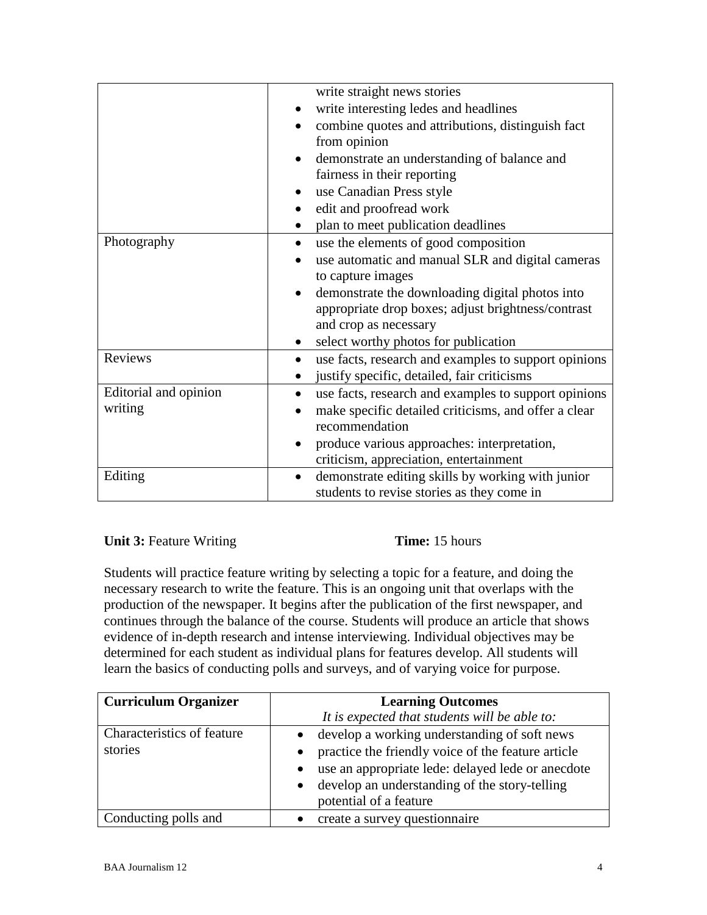| | |
|---|---|
| | write straight news stories<br>• write interesting ledes and headlines<br>• combine quotes and attributions, distinguish fact from opinion<br>• demonstrate an understanding of balance and fairness in their reporting<br>• use Canadian Press style<br>• edit and proofread work<br>• plan to meet publication deadlines |
| Photography | • use the elements of good composition<br>• use automatic and manual SLR and digital cameras to capture images<br>• demonstrate the downloading digital photos into appropriate drop boxes; adjust brightness/contrast and crop as necessary<br>• select worthy photos for publication |
| Reviews | • use facts, research and examples to support opinions<br>• justify specific, detailed, fair criticisms |
| Editorial and opinion writing | • use facts, research and examples to support opinions<br>• make specific detailed criticisms, and offer a clear recommendation<br>• produce various approaches: interpretation, criticism, appreciation, entertainment |
| Editing | • demonstrate editing skills by working with junior students to revise stories as they come in |

**Unit 3:** Feature Writing **Time:** 15 hours

Students will practice feature writing by selecting a topic for a feature, and doing the necessary research to write the feature. This is an ongoing unit that overlaps with the production of the newspaper. It begins after the publication of the first newspaper, and continues through the balance of the course. Students will produce an article that shows evidence of in-depth research and intense interviewing. Individual objectives may be determined for each student as individual plans for features develop. All students will learn the basics of conducting polls and surveys, and of varying voice for purpose.

| **Curriculum Organizer** | **Learning Outcomes**<br>*It is expected that students will be able to:* |
|---|---|
| Characteristics of feature stories | • develop a working understanding of soft news<br>• practice the friendly voice of the feature article<br>• use an appropriate lede: delayed lede or anecdote<br>• develop an understanding of the story-telling potential of a feature |
| Conducting polls and | • create a survey questionnaire |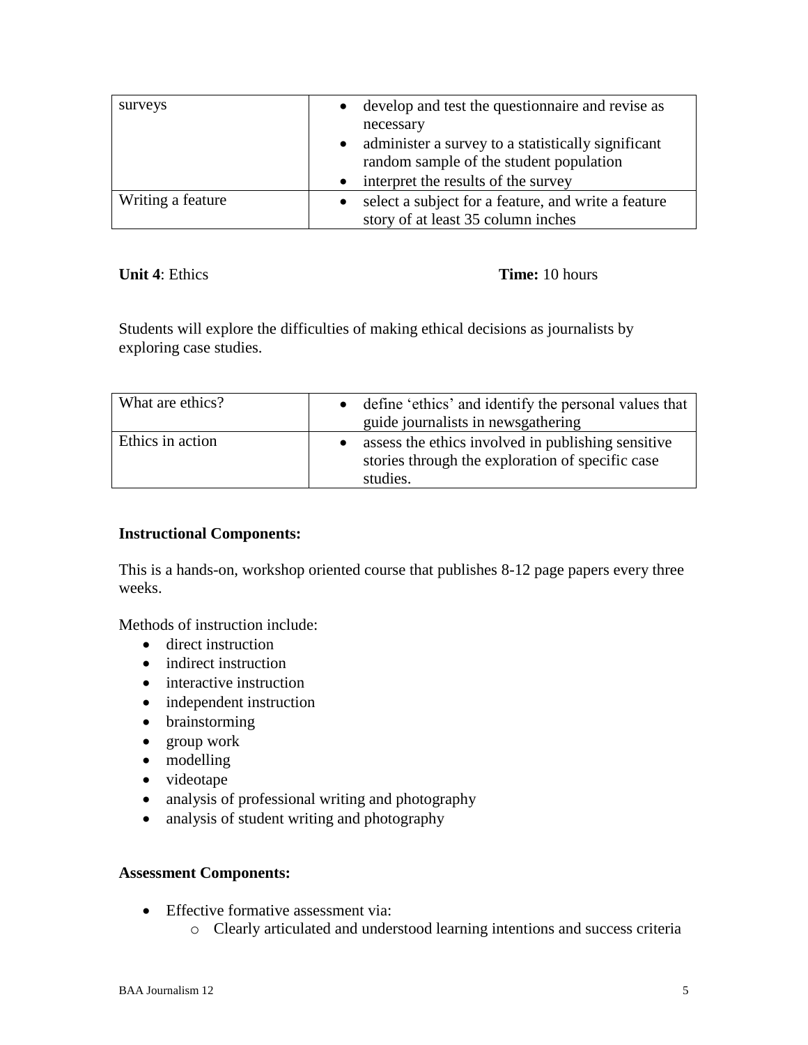| | |
|---|---|
| surveys | • develop and test the questionnaire and revise as necessary<br>• administer a survey to a statistically significant random sample of the student population<br>• interpret the results of the survey |
| Writing a feature | • select a subject for a feature, and write a feature story of at least 35 column inches |

**Unit 4**: Ethics **Time:** 10 hours

Students will explore the difficulties of making ethical decisions as journalists by exploring case studies.

| | |
|---|---|
| What are ethics? | • define 'ethics' and identify the personal values that guide journalists in newsgathering |
| Ethics in action | • assess the ethics involved in publishing sensitive stories through the exploration of specific case studies. |

**Instructional Components:**

This is a hands-on, workshop oriented course that publishes 8-12 page papers every three weeks.

Methods of instruction include:

- direct instruction
- indirect instruction
- interactive instruction
- independent instruction
- brainstorming
- group work
- modelling
- videotape
- analysis of professional writing and photography
- analysis of student writing and photography

**Assessment Components:**

- Effective formative assessment via:
  - Clearly articulated and understood learning intentions and success criteria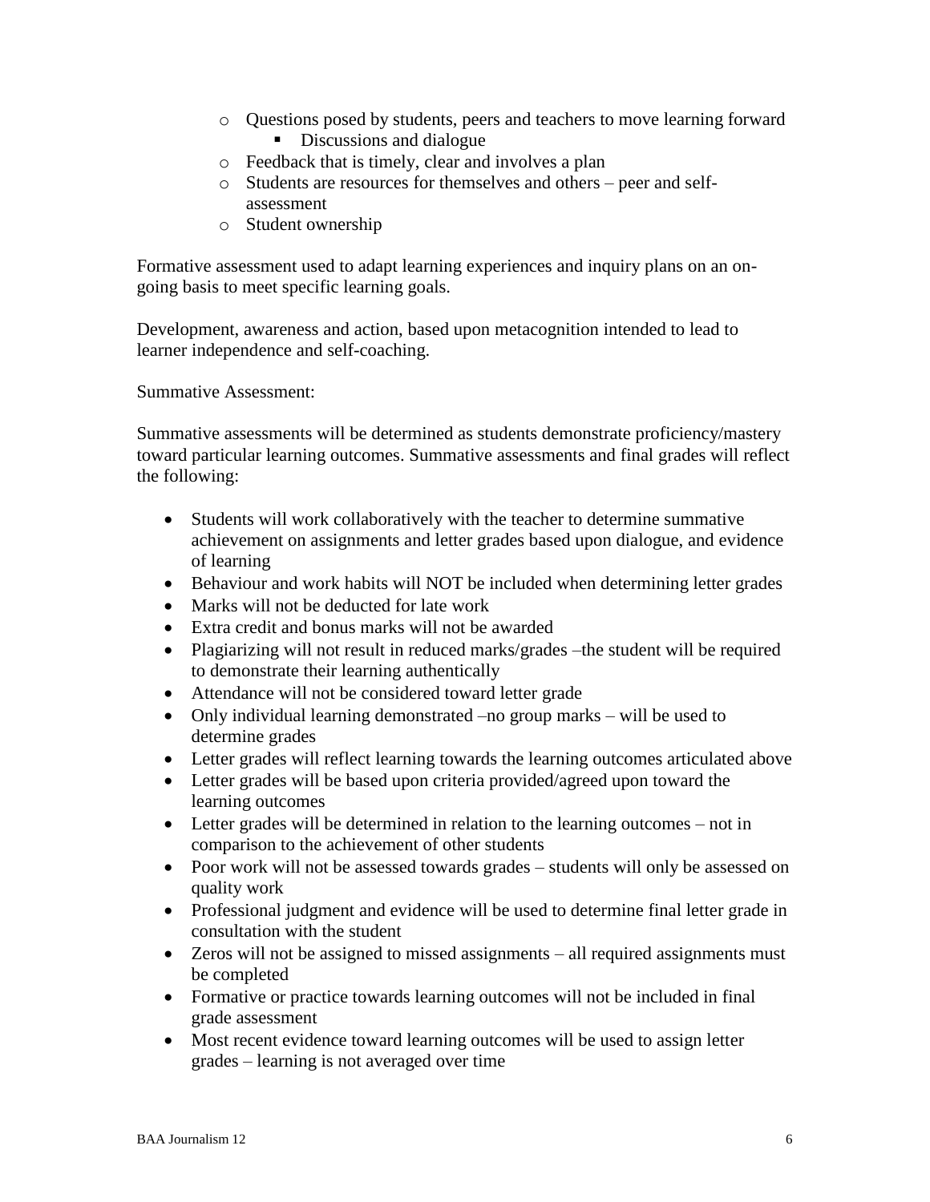- Questions posed by students, peers and teachers to move learning forward
    - Discussions and dialogue
  - Feedback that is timely, clear and involves a plan
  - Students are resources for themselves and others – peer and self-assessment
  - Student ownership

Formative assessment used to adapt learning experiences and inquiry plans on an on-going basis to meet specific learning goals.

Development, awareness and action, based upon metacognition intended to lead to learner independence and self-coaching.

Summative Assessment:

Summative assessments will be determined as students demonstrate proficiency/mastery toward particular learning outcomes. Summative assessments and final grades will reflect the following:

- Students will work collaboratively with the teacher to determine summative achievement on assignments and letter grades based upon dialogue, and evidence of learning
- Behaviour and work habits will NOT be included when determining letter grades
- Marks will not be deducted for late work
- Extra credit and bonus marks will not be awarded
- Plagiarizing will not result in reduced marks/grades –the student will be required to demonstrate their learning authentically
- Attendance will not be considered toward letter grade
- Only individual learning demonstrated –no group marks – will be used to determine grades
- Letter grades will reflect learning towards the learning outcomes articulated above
- Letter grades will be based upon criteria provided/agreed upon toward the learning outcomes
- Letter grades will be determined in relation to the learning outcomes – not in comparison to the achievement of other students
- Poor work will not be assessed towards grades – students will only be assessed on quality work
- Professional judgment and evidence will be used to determine final letter grade in consultation with the student
- Zeros will not be assigned to missed assignments – all required assignments must be completed
- Formative or practice towards learning outcomes will not be included in final grade assessment
- Most recent evidence toward learning outcomes will be used to assign letter grades – learning is not averaged over time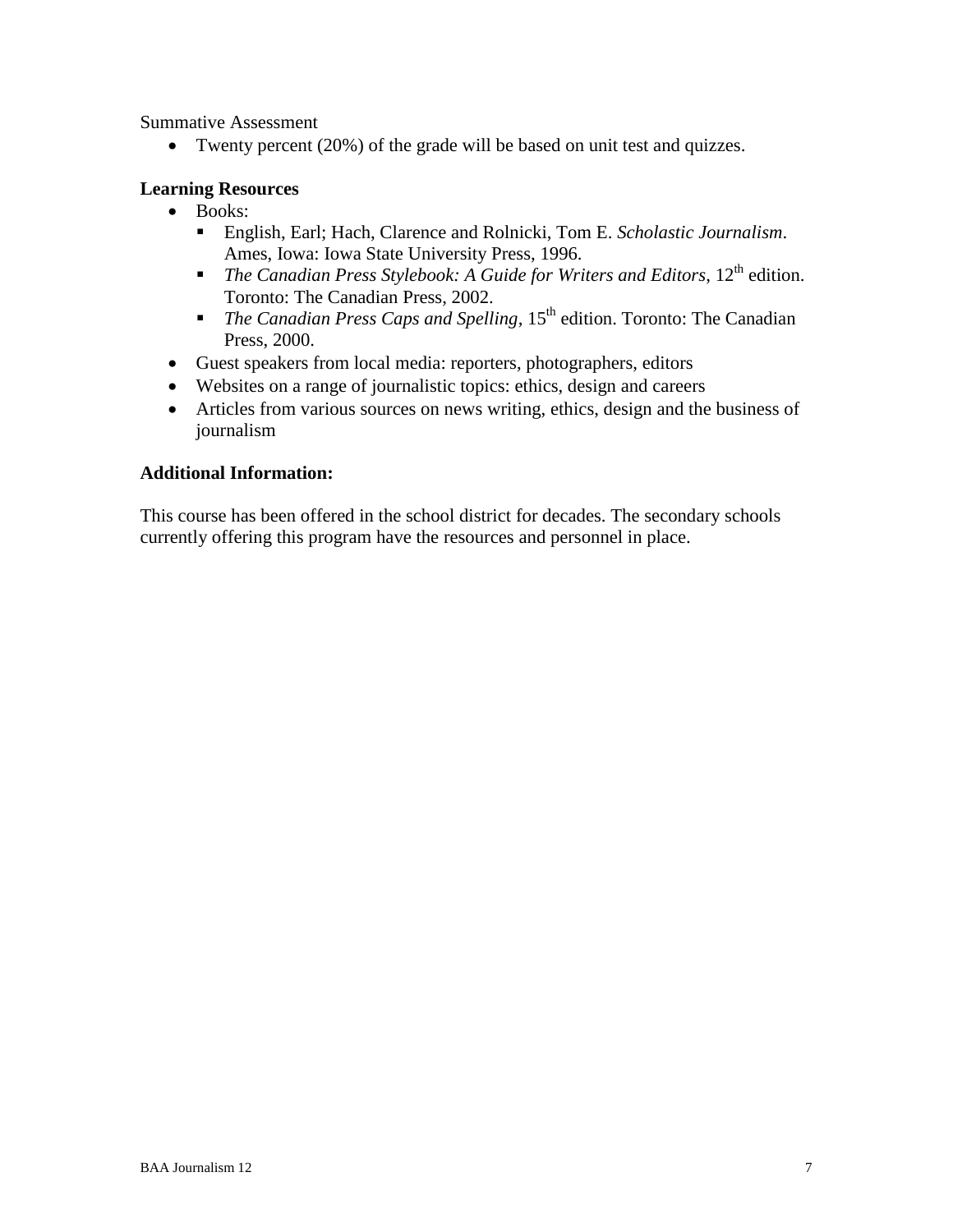Summative Assessment

- Twenty percent (20%) of the grade will be based on unit test and quizzes.

**Learning Resources**

- Books:
  - English, Earl; Hach, Clarence and Rolnicki, Tom E. *Scholastic Journalism*. Ames, Iowa: Iowa State University Press, 1996.
  - *The Canadian Press Stylebook: A Guide for Writers and Editors*, 12th edition. Toronto: The Canadian Press, 2002.
  - *The Canadian Press Caps and Spelling*, 15th edition. Toronto: The Canadian Press, 2000.
- Guest speakers from local media: reporters, photographers, editors
- Websites on a range of journalistic topics: ethics, design and careers
- Articles from various sources on news writing, ethics, design and the business of journalism

**Additional Information:**

This course has been offered in the school district for decades. The secondary schools currently offering this program have the resources and personnel in place.